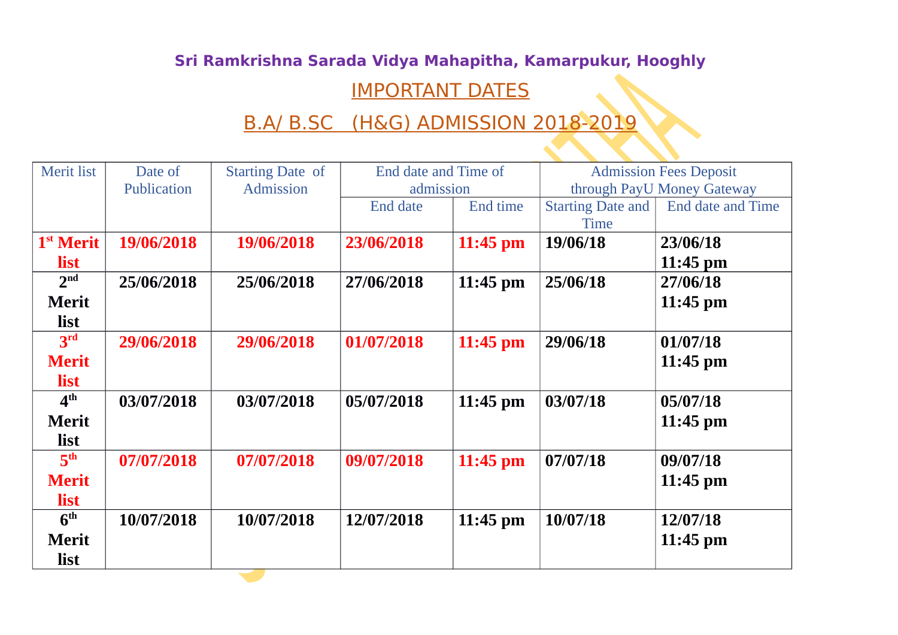### Sri Ramkrishna Sarada Vidya Mahapitha, Kamarpukur, Hooghly

## IMPORTANT DATES

## B.A/ B.SC (H&G) ADMISSION 2018-2019

| Merit list | Date of Publication | Starting Date of Admission | End date and Time of admission | | Admission Fees Deposit through PayU Money Gateway | |
|---|---|---|---|---|---|---|
| | | | End date | End time | Starting Date and Time | End date and Time |
| **1st Merit list** | **19/06/2018** | **19/06/2018** | **23/06/2018** | **11:45 pm** | **19/06/18** | **23/06/18 11:45 pm** |
| **2nd Merit list** | **25/06/2018** | **25/06/2018** | **27/06/2018** | **11:45 pm** | **25/06/18** | **27/06/18 11:45 pm** |
| **3rd Merit list** | **29/06/2018** | **29/06/2018** | **01/07/2018** | **11:45 pm** | **29/06/18** | **01/07/18 11:45 pm** |
| **4th Merit list** | **03/07/2018** | **03/07/2018** | **05/07/2018** | **11:45 pm** | **03/07/18** | **05/07/18 11:45 pm** |
| **5th Merit list** | **07/07/2018** | **07/07/2018** | **09/07/2018** | **11:45 pm** | **07/07/18** | **09/07/18 11:45 pm** |
| **6th Merit list** | **10/07/2018** | **10/07/2018** | **12/07/2018** | **11:45 pm** | **10/07/18** | **12/07/18 11:45 pm** |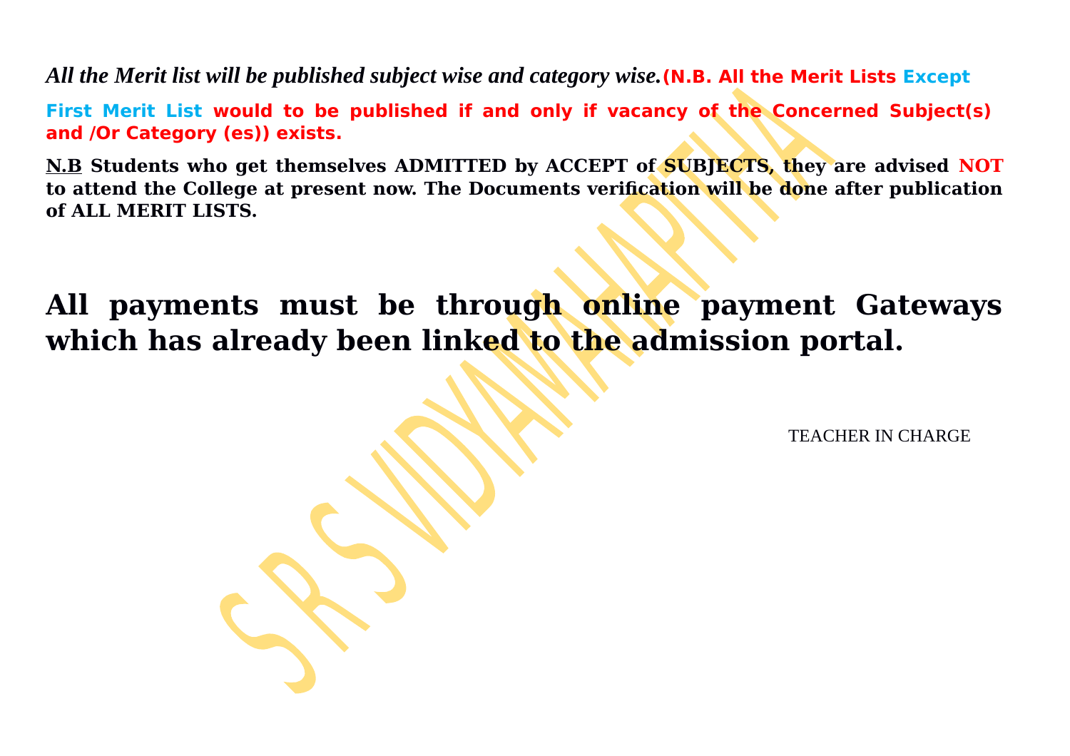***All the Merit list will be published subject wise and category wise.*** **(N.B. All the Merit Lists Except First Merit List would to be published if and only if vacancy of the Concerned Subject(s) and /Or Category (es)) exists.**

**N.B Students who get themselves ADMITTED by ACCEPT of SUBJECTS, they are advised NOT to attend the College at present now. The Documents verification will be done after publication of ALL MERIT LISTS.**

**All payments must be through online payment Gateways which has already been linked to the admission portal.**

TEACHER IN CHARGE